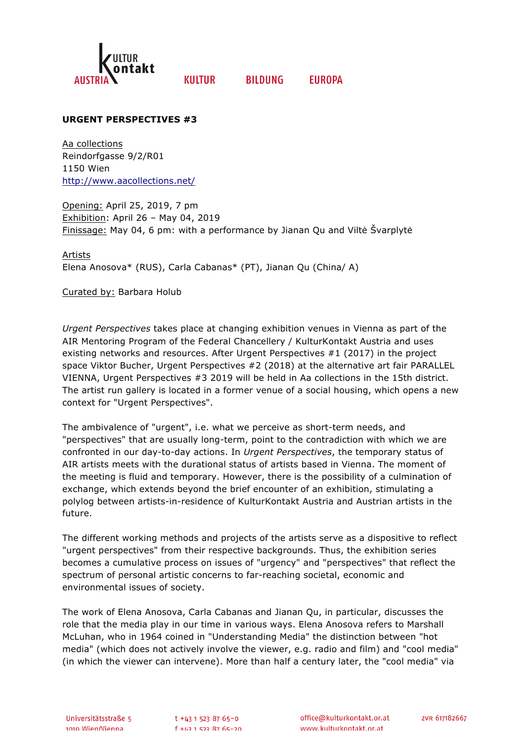**URGENT PERSPECTIVES #3**

Aa collections
Reindorfgasse 9/2/R01
1150 Wien
http://www.aacollections.net/

Opening: April 25, 2019, 7 pm
Exhibition: April 26 – May 04, 2019
Finissage: May 04, 6 pm: with a performance by Jianan Qu and Viltė Švarplytė

Artists
Elena Anosova* (RUS), Carla Cabanas* (PT), Jianan Qu (China/ A)

Curated by: Barbara Holub

*Urgent Perspectives* takes place at changing exhibition venues in Vienna as part of the AIR Mentoring Program of the Federal Chancellery / KulturKontakt Austria and uses existing networks and resources. After Urgent Perspectives #1 (2017) in the project space Viktor Bucher, Urgent Perspectives #2 (2018) at the alternative art fair PARALLEL VIENNA, Urgent Perspectives #3 2019 will be held in Aa collections in the 15th district. The artist run gallery is located in a former venue of a social housing, which opens a new context for "Urgent Perspectives".

The ambivalence of "urgent", i.e. what we perceive as short-term needs, and "perspectives" that are usually long-term, point to the contradiction with which we are confronted in our day-to-day actions. In *Urgent Perspectives*, the temporary status of AIR artists meets with the durational status of artists based in Vienna. The moment of the meeting is fluid and temporary. However, there is the possibility of a culmination of exchange, which extends beyond the brief encounter of an exhibition, stimulating a polylog between artists-in-residence of KulturKontakt Austria and Austrian artists in the future.

The different working methods and projects of the artists serve as a dispositive to reflect "urgent perspectives" from their respective backgrounds. Thus, the exhibition series becomes a cumulative process on issues of "urgency" and "perspectives" that reflect the spectrum of personal artistic concerns to far-reaching societal, economic and environmental issues of society.

The work of Elena Anosova, Carla Cabanas and Jianan Qu, in particular, discusses the role that the media play in our time in various ways. Elena Anosova refers to Marshall McLuhan, who in 1964 coined in "Understanding Media" the distinction between "hot media" (which does not actively involve the viewer, e.g. radio and film) and "cool media" (in which the viewer can intervene). More than half a century later, the "cool media" via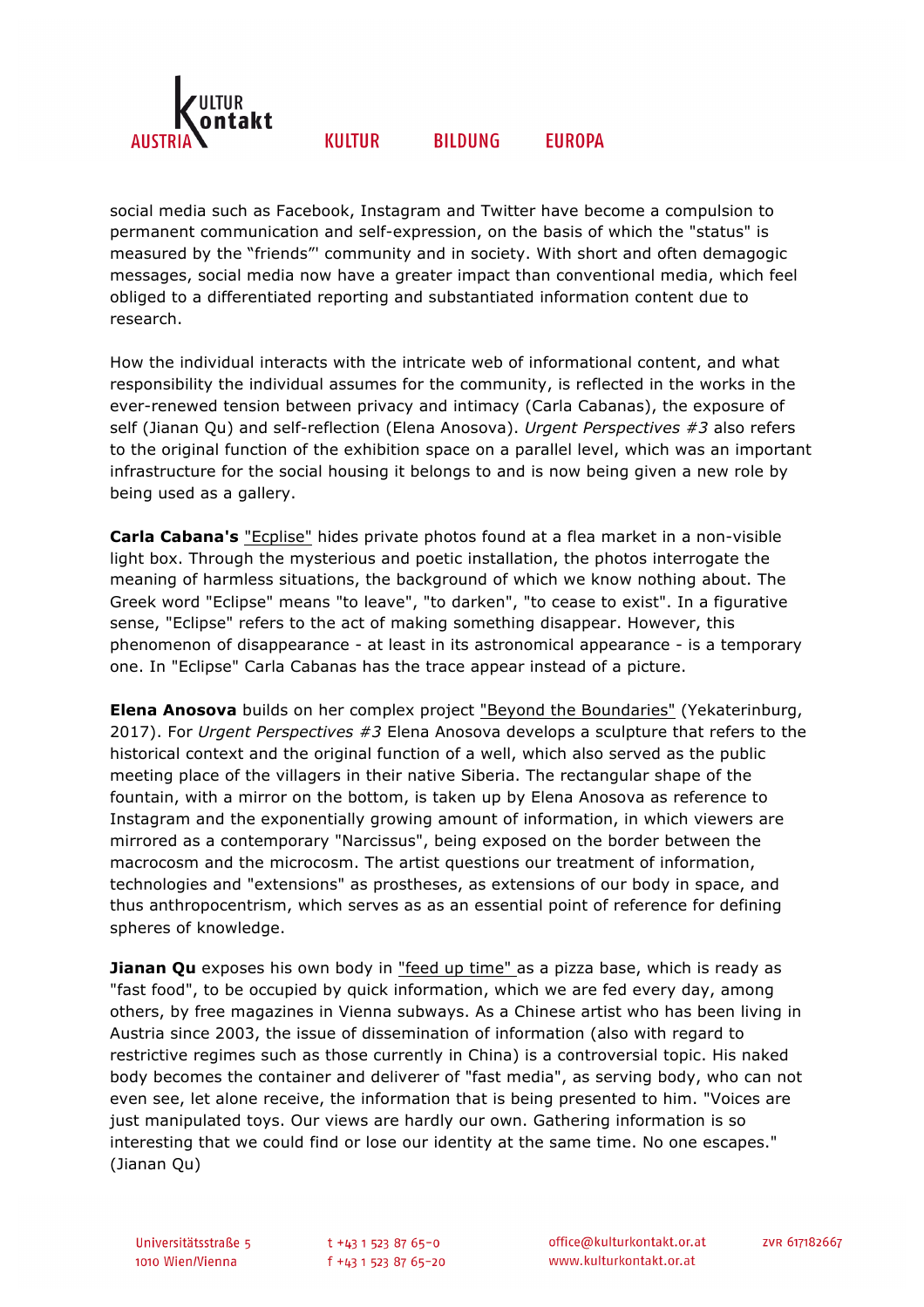social media such as Facebook, Instagram and Twitter have become a compulsion to permanent communication and self-expression, on the basis of which the "status" is measured by the "friends"' community and in society. With short and often demagogic messages, social media now have a greater impact than conventional media, which feel obliged to a differentiated reporting and substantiated information content due to research.

How the individual interacts with the intricate web of informational content, and what responsibility the individual assumes for the community, is reflected in the works in the ever-renewed tension between privacy and intimacy (Carla Cabanas), the exposure of self (Jianan Qu) and self-reflection (Elena Anosova). *Urgent Perspectives #3* also refers to the original function of the exhibition space on a parallel level, which was an important infrastructure for the social housing it belongs to and is now being given a new role by being used as a gallery.

**Carla Cabana's** "Ecplise" hides private photos found at a flea market in a non-visible light box. Through the mysterious and poetic installation, the photos interrogate the meaning of harmless situations, the background of which we know nothing about. The Greek word "Eclipse" means "to leave", "to darken", "to cease to exist". In a figurative sense, "Eclipse" refers to the act of making something disappear. However, this phenomenon of disappearance - at least in its astronomical appearance - is a temporary one. In "Eclipse" Carla Cabanas has the trace appear instead of a picture.

**Elena Anosova** builds on her complex project "Beyond the Boundaries" (Yekaterinburg, 2017). For *Urgent Perspectives #3* Elena Anosova develops a sculpture that refers to the historical context and the original function of a well, which also served as the public meeting place of the villagers in their native Siberia. The rectangular shape of the fountain, with a mirror on the bottom, is taken up by Elena Anosova as reference to Instagram and the exponentially growing amount of information, in which viewers are mirrored as a contemporary "Narcissus", being exposed on the border between the macrocosm and the microcosm. The artist questions our treatment of information, technologies and "extensions" as prostheses, as extensions of our body in space, and thus anthropocentrism, which serves as as an essential point of reference for defining spheres of knowledge.

**Jianan Qu** exposes his own body in "feed up time" as a pizza base, which is ready as "fast food", to be occupied by quick information, which we are fed every day, among others, by free magazines in Vienna subways. As a Chinese artist who has been living in Austria since 2003, the issue of dissemination of information (also with regard to restrictive regimes such as those currently in China) is a controversial topic. His naked body becomes the container and deliverer of "fast media", as serving body, who can not even see, let alone receive, the information that is being presented to him. "Voices are just manipulated toys. Our views are hardly our own. Gathering information is so interesting that we could find or lose our identity at the same time. No one escapes." (Jianan Qu)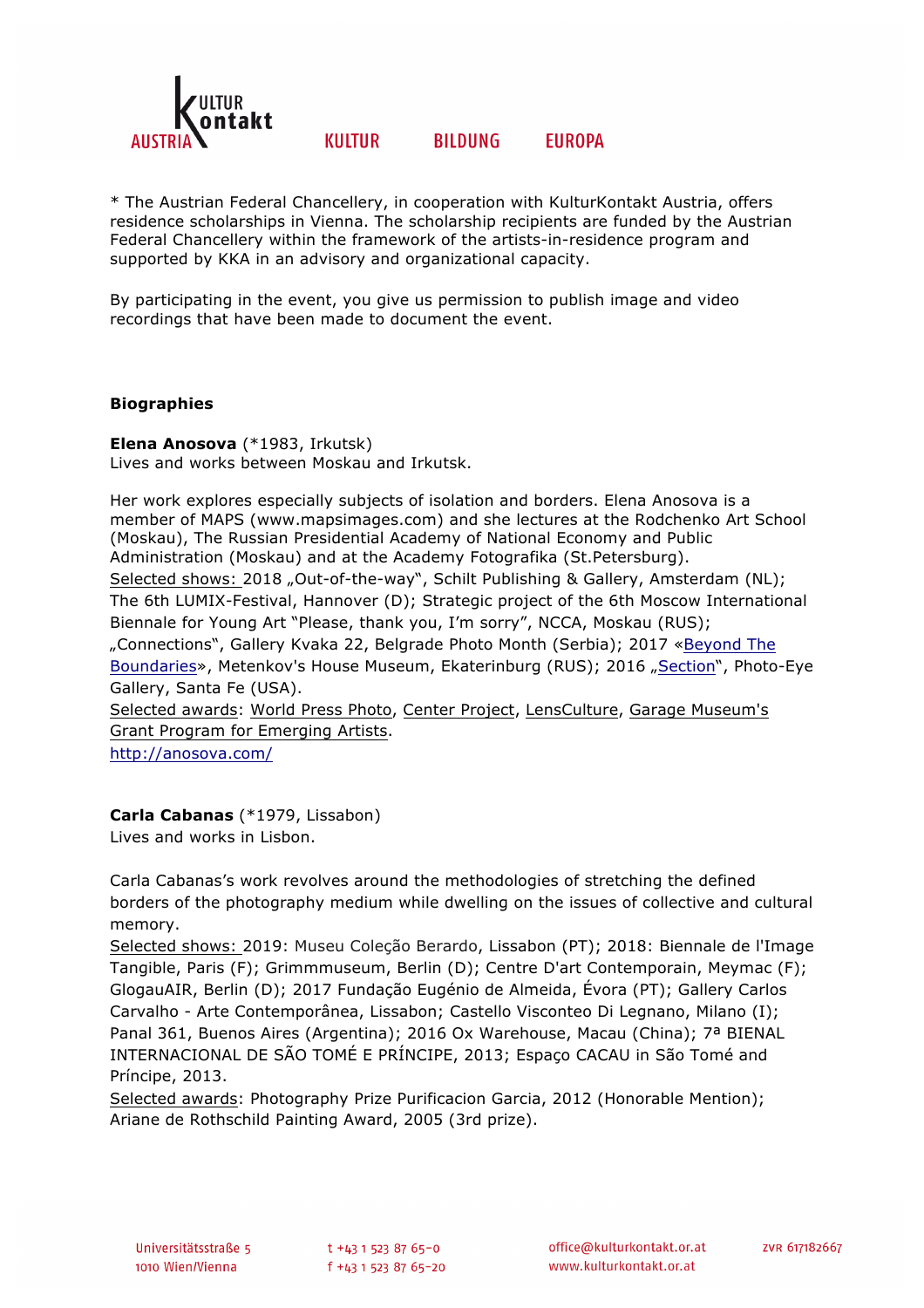* The Austrian Federal Chancellery, in cooperation with KulturKontakt Austria, offers residence scholarships in Vienna. The scholarship recipients are funded by the Austrian Federal Chancellery within the framework of the artists-in-residence program and supported by KKA in an advisory and organizational capacity.

By participating in the event, you give us permission to publish image and video recordings that have been made to document the event.

**Biographies**

**Elena Anosova** (*1983, Irkutsk)
Lives and works between Moskau and Irkutsk.

Her work explores especially subjects of isolation and borders. Elena Anosova is a member of MAPS (www.mapsimages.com) and she lectures at the Rodchenko Art School (Moskau), The Russian Presidential Academy of National Economy and Public Administration (Moskau) and at the Academy Fotografika (St.Petersburg).
Selected shows: 2018 „Out-of-the-way", Schilt Publishing & Gallery, Amsterdam (NL); The 6th LUMIX-Festival, Hannover (D); Strategic project of the 6th Moscow International Biennale for Young Art "Please, thank you, I'm sorry", NCCA, Moskau (RUS); „Connections", Gallery Kvaka 22, Belgrade Photo Month (Serbia); 2017 «Beyond The Boundaries», Metenkov's House Museum, Ekaterinburg (RUS); 2016 „Section", Photo-Eye Gallery, Santa Fe (USA).
Selected awards: World Press Photo, Center Project, LensCulture, Garage Museum's Grant Program for Emerging Artists.
http://anosova.com/

**Carla Cabanas** (*1979, Lissabon)
Lives and works in Lisbon.

Carla Cabanas's work revolves around the methodologies of stretching the defined borders of the photography medium while dwelling on the issues of collective and cultural memory.
Selected shows: 2019: Museu Coleção Berardo, Lissabon (PT); 2018: Biennale de l'Image Tangible, Paris (F); Grimmmuseum, Berlin (D); Centre D'art Contemporain, Meymac (F); GlogauAIR, Berlin (D); 2017 Fundação Eugénio de Almeida, Évora (PT); Gallery Carlos Carvalho - Arte Contemporânea, Lissabon; Castello Visconteo Di Legnano, Milano (I); Panal 361, Buenos Aires (Argentina); 2016 Ox Warehouse, Macau (China); 7ª BIENAL INTERNACIONAL DE SÃO TOMÉ E PRÍNCIPE, 2013; Espaço CACAU in São Tomé and Príncipe, 2013.
Selected awards: Photography Prize Purificacion Garcia, 2012 (Honorable Mention); Ariane de Rothschild Painting Award, 2005 (3rd prize).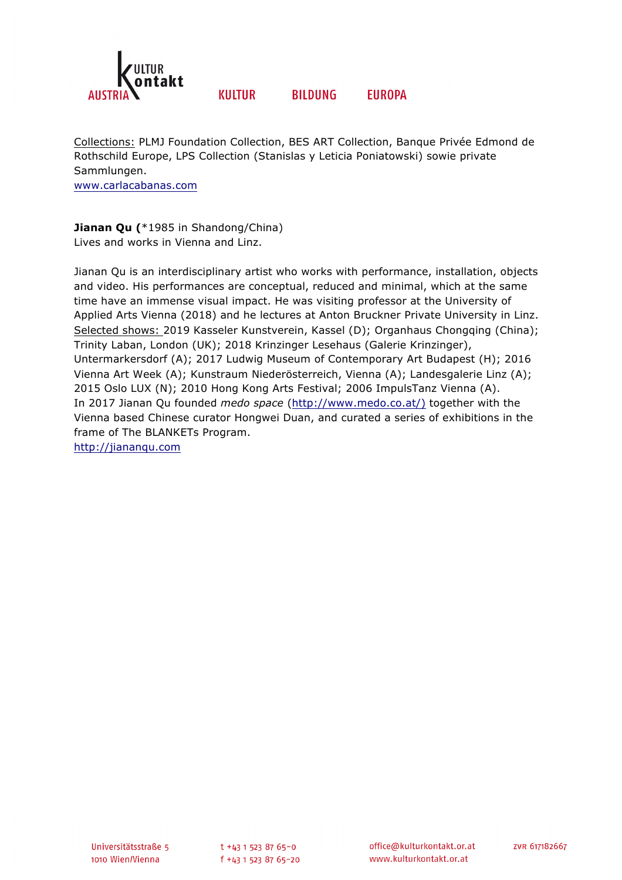Collections: PLMJ Foundation Collection, BES ART Collection, Banque Privée Edmond de Rothschild Europe, LPS Collection (Stanislas y Leticia Poniatowski) sowie private Sammlungen.
www.carlacabanas.com

**Jianan Qu (**\*1985 in Shandong/China)
Lives and works in Vienna and Linz.

Jianan Qu is an interdisciplinary artist who works with performance, installation, objects and video. His performances are conceptual, reduced and minimal, which at the same time have an immense visual impact. He was visiting professor at the University of Applied Arts Vienna (2018) and he lectures at Anton Bruckner Private University in Linz.
Selected shows: 2019 Kasseler Kunstverein, Kassel (D); Organhaus Chongqing (China); Trinity Laban, London (UK); 2018 Krinzinger Lesehaus (Galerie Krinzinger), Untermarkersdorf (A); 2017 Ludwig Museum of Contemporary Art Budapest (H); 2016 Vienna Art Week (A); Kunstraum Niederösterreich, Vienna (A); Landesgalerie Linz (A); 2015 Oslo LUX (N); 2010 Hong Kong Arts Festival; 2006 ImpulsTanz Vienna (A).
In 2017 Jianan Qu founded *medo space* (http://www.medo.co.at/) together with the Vienna based Chinese curator Hongwei Duan, and curated a series of exhibitions in the frame of The BLANKETs Program.
http://jiananqu.com